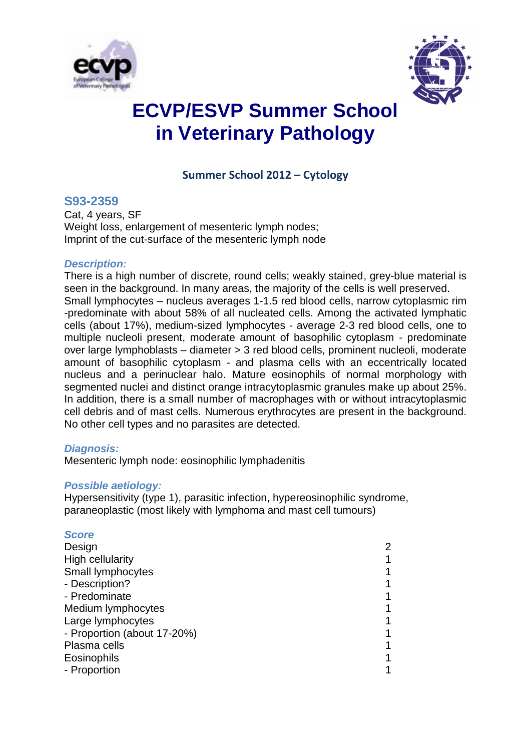# ECVP/ESVP Summer School in Veterinary Pathology

## Summer School 2012 – Cytology

### S93-2359

Cat, 4 years, SF
Weight loss, enlargement of mesenteric lymph nodes;
Imprint of the cut-surface of the mesenteric lymph node

#### *Description:*

There is a high number of discrete, round cells; weakly stained, grey-blue material is seen in the background. In many areas, the majority of the cells is well preserved. Small lymphocytes – nucleus averages 1-1.5 red blood cells, narrow cytoplasmic rim -predominate with about 58% of all nucleated cells. Among the activated lymphatic cells (about 17%), medium-sized lymphocytes - average 2-3 red blood cells, one to multiple nucleoli present, moderate amount of basophilic cytoplasm - predominate over large lymphoblasts – diameter > 3 red blood cells, prominent nucleoli, moderate amount of basophilic cytoplasm - and plasma cells with an eccentrically located nucleus and a perinuclear halo. Mature eosinophils of normal morphology with segmented nuclei and distinct orange intracytoplasmic granules make up about 25%. In addition, there is a small number of macrophages with or without intracytoplasmic cell debris and of mast cells. Numerous erythrocytes are present in the background. No other cell types and no parasites are detected.

#### *Diagnosis:*

Mesenteric lymph node: eosinophilic lymphadenitis

#### *Possible aetiology:*

Hypersensitivity (type 1), parasitic infection, hypereosinophilic syndrome, paraneoplastic (most likely with lymphoma and mast cell tumours)

#### *Score*

| | |
|---|---|
| Design | 2 |
| High cellularity | 1 |
| Small lymphocytes | 1 |
| - Description? | 1 |
| - Predominate | 1 |
| Medium lymphocytes | 1 |
| Large lymphocytes | 1 |
| - Proportion (about 17-20%) | 1 |
| Plasma cells | 1 |
| Eosinophils | 1 |
| - Proportion | 1 |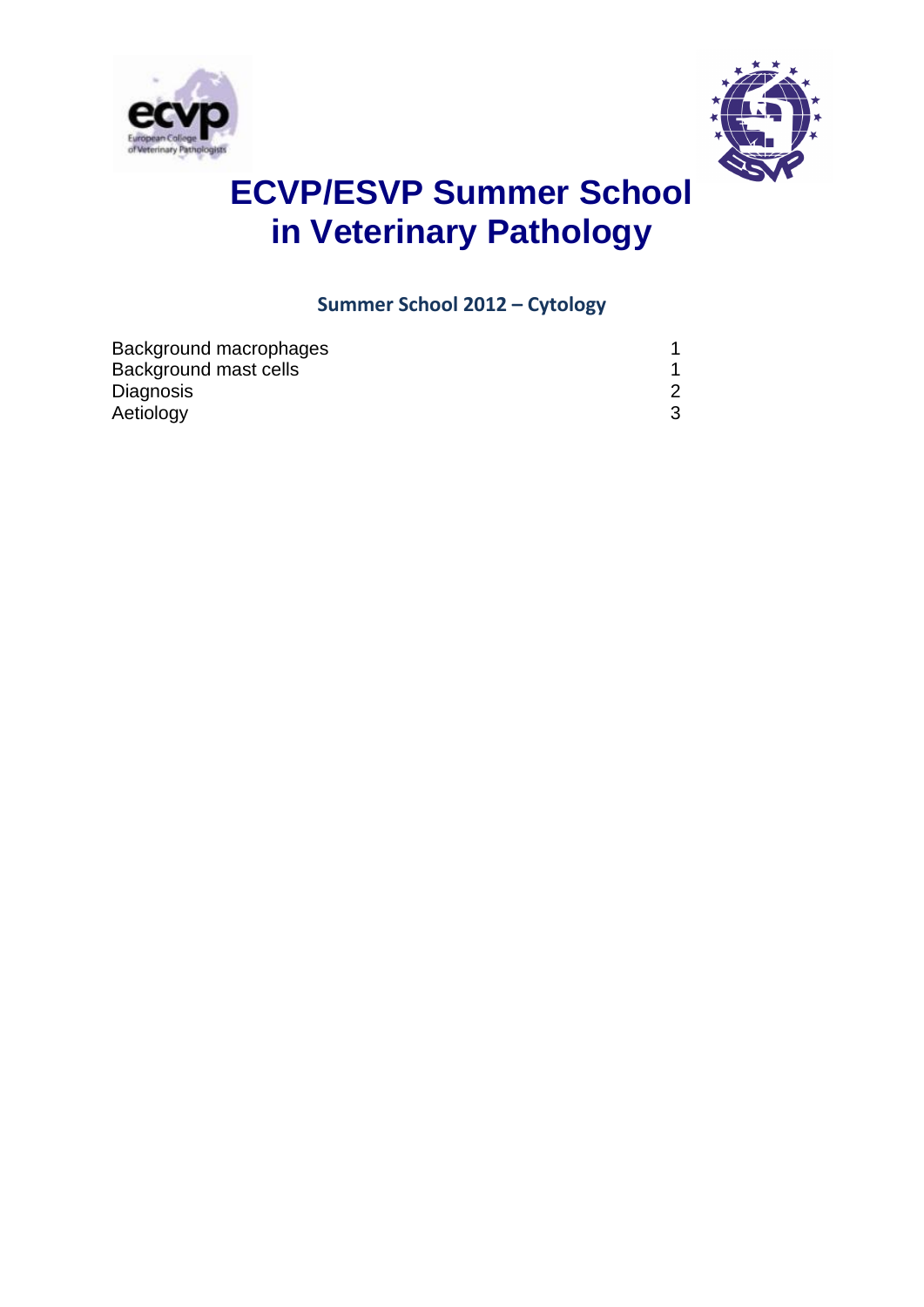# ECVP/ESVP Summer School in Veterinary Pathology

**Summer School 2012 – Cytology**

| | |
|---|---|
| Background macrophages | 1 |
| Background mast cells | 1 |
| Diagnosis | 2 |
| Aetiology | 3 |